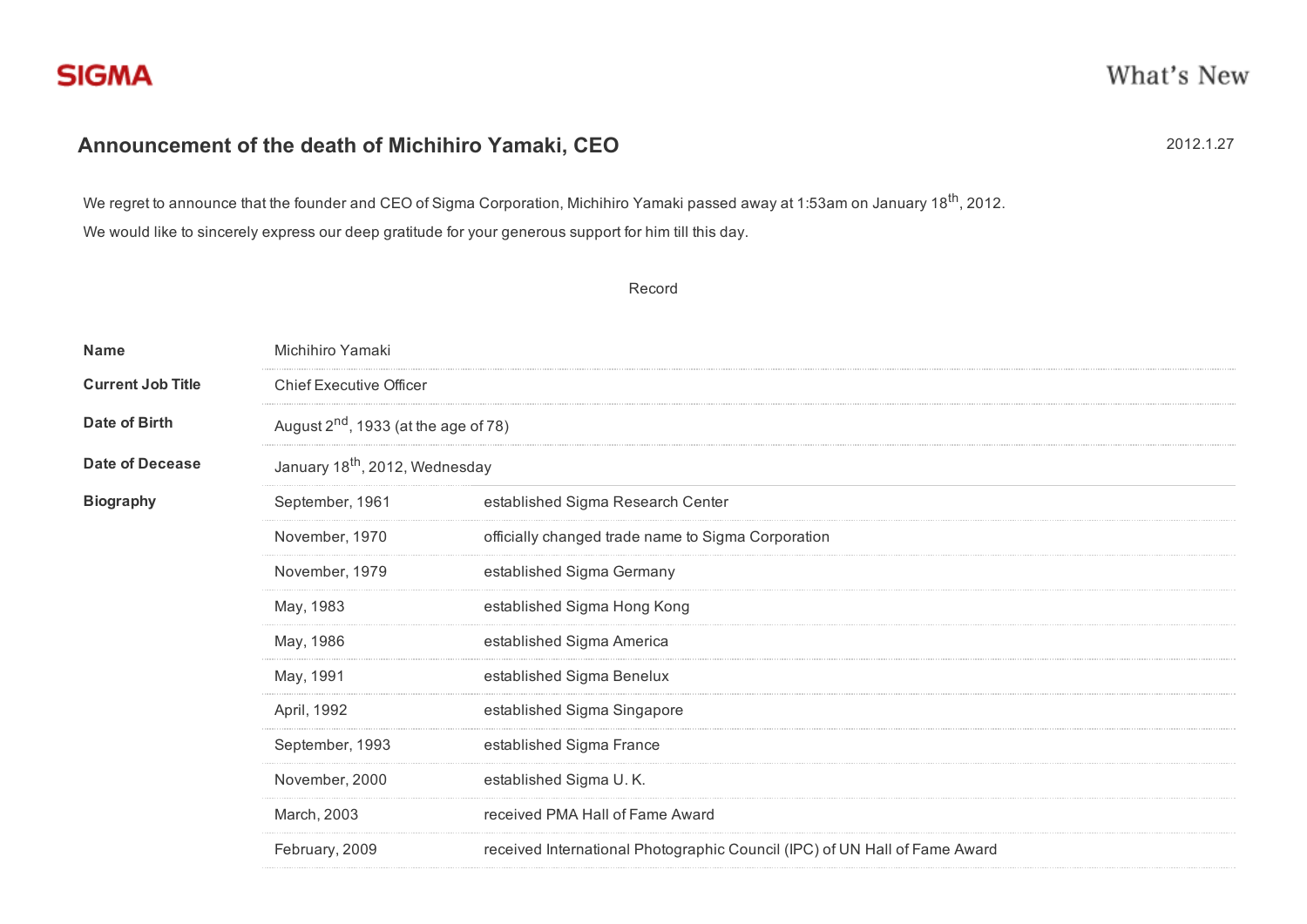SIGMA

What's New

# Announcement of the death of Michihiro Yamaki, CEO

2012.1.27

We regret to announce that the founder and CEO of Sigma Corporation, Michihiro Yamaki passed away at 1:53am on January 18th, 2012.

We would like to sincerely express our deep gratitude for your generous support for him till this day.

Record

| | | |
|---|---|---|
| **Name** | Michihiro Yamaki | |
| **Current Job Title** | Chief Executive Officer | |
| **Date of Birth** | August 2nd, 1933 (at the age of 78) | |
| **Date of Decease** | January 18th, 2012, Wednesday | |
| **Biography** | September, 1961 | established Sigma Research Center |
| | November, 1970 | officially changed trade name to Sigma Corporation |
| | November, 1979 | established Sigma Germany |
| | May, 1983 | established Sigma Hong Kong |
| | May, 1986 | established Sigma America |
| | May, 1991 | established Sigma Benelux |
| | April, 1992 | established Sigma Singapore |
| | September, 1993 | established Sigma France |
| | November, 2000 | established Sigma U. K. |
| | March, 2003 | received PMA Hall of Fame Award |
| | February, 2009 | received International Photographic Council (IPC) of UN Hall of Fame Award |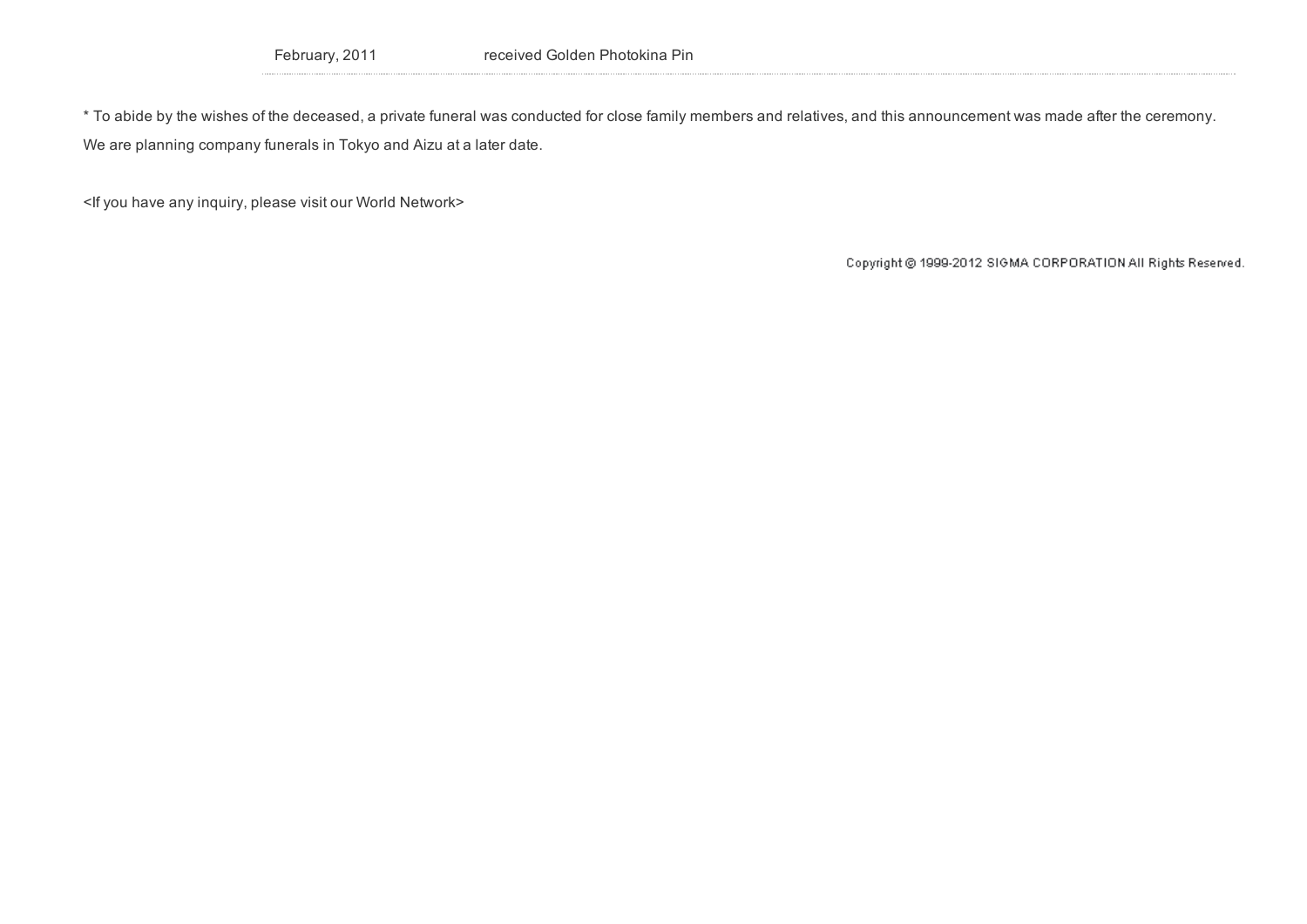| | |
|---|---|
| February, 2011 | received Golden Photokina Pin |

* To abide by the wishes of the deceased, a private funeral was conducted for close family members and relatives, and this announcement was made after the ceremony. We are planning company funerals in Tokyo and Aizu at a later date.

<If you have any inquiry, please visit our World Network>

Copyright © 1999-2012 SIGMA CORPORATION All Rights Reserved.